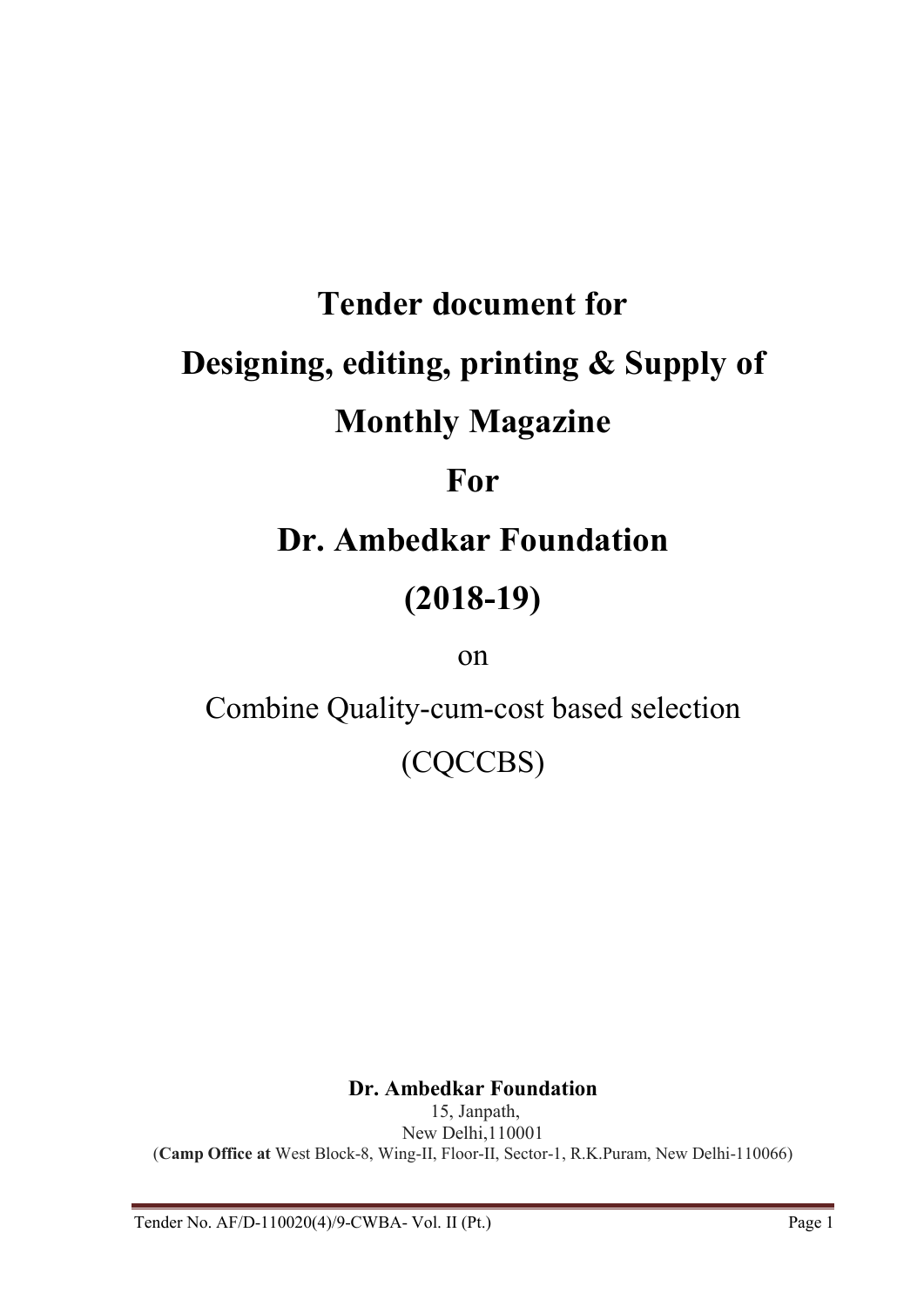# Tender document for

# Designing, editing, printing & Supply of Monthly Magazine

# For

# Dr. Ambedkar Foundation

# (2018-19)

on

Combine Quality-cum-cost based selection

(CQCCBS)

**Dr. Ambedkar Foundation**

15, Janpath,

New Delhi,110001

(**Camp Office at** West Block-8, Wing-II, Floor-II, Sector-1, R.K.Puram, New Delhi-110066)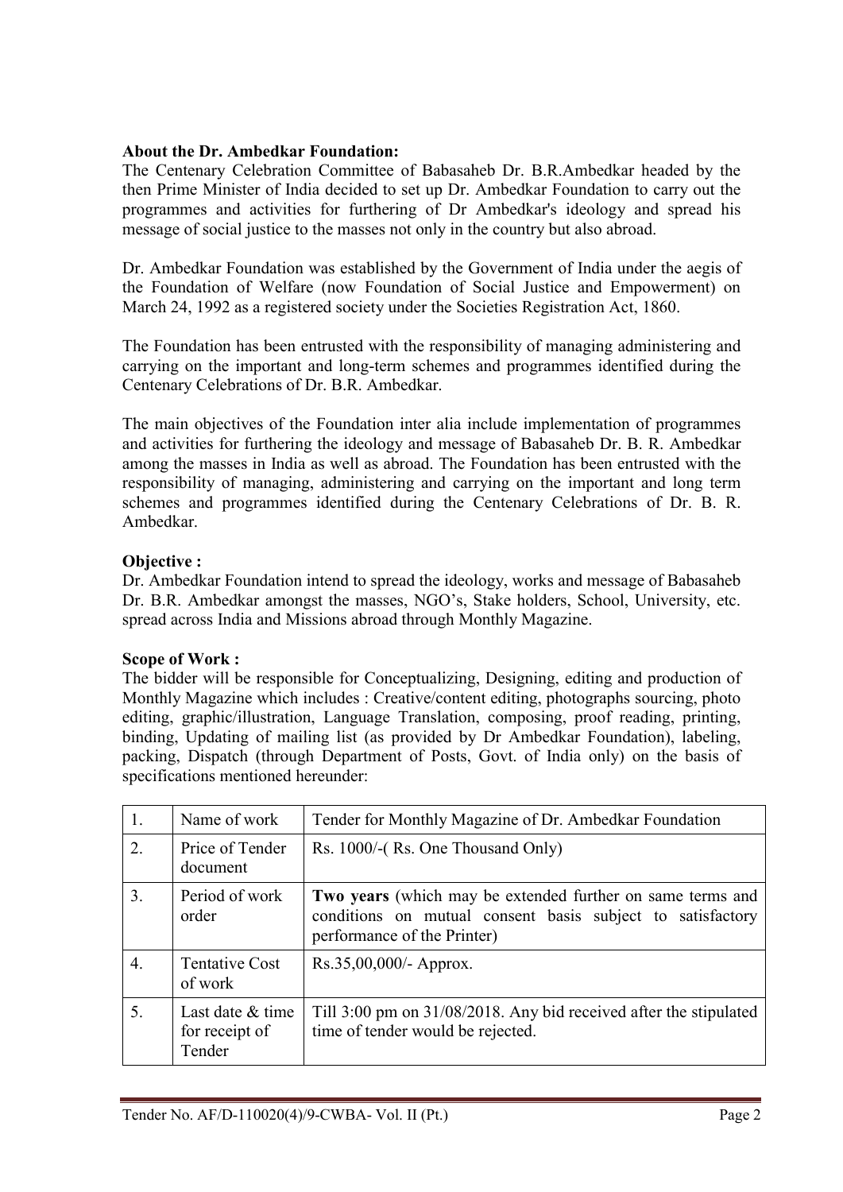**About the Dr. Ambedkar Foundation:**
The Centenary Celebration Committee of Babasaheb Dr. B.R.Ambedkar headed by the then Prime Minister of India decided to set up Dr. Ambedkar Foundation to carry out the programmes and activities for furthering of Dr Ambedkar's ideology and spread his message of social justice to the masses not only in the country but also abroad.

Dr. Ambedkar Foundation was established by the Government of India under the aegis of the Foundation of Welfare (now Foundation of Social Justice and Empowerment) on March 24, 1992 as a registered society under the Societies Registration Act, 1860.

The Foundation has been entrusted with the responsibility of managing administering and carrying on the important and long-term schemes and programmes identified during the Centenary Celebrations of Dr. B.R. Ambedkar.

The main objectives of the Foundation inter alia include implementation of programmes and activities for furthering the ideology and message of Babasaheb Dr. B. R. Ambedkar among the masses in India as well as abroad. The Foundation has been entrusted with the responsibility of managing, administering and carrying on the important and long term schemes and programmes identified during the Centenary Celebrations of Dr. B. R. Ambedkar.

**Objective :**
Dr. Ambedkar Foundation intend to spread the ideology, works and message of Babasaheb Dr. B.R. Ambedkar amongst the masses, NGO's, Stake holders, School, University, etc. spread across India and Missions abroad through Monthly Magazine.

**Scope of Work :**
The bidder will be responsible for Conceptualizing, Designing, editing and production of Monthly Magazine which includes : Creative/content editing, photographs sourcing, photo editing, graphic/illustration, Language Translation, composing, proof reading, printing, binding, Updating of mailing list (as provided by Dr Ambedkar Foundation), labeling, packing, Dispatch (through Department of Posts, Govt. of India only) on the basis of specifications mentioned hereunder:

| | | |
|---|---|---|
| 1. | Name of work | Tender for Monthly Magazine of Dr. Ambedkar Foundation |
| 2. | Price of Tender document | Rs. 1000/-( Rs. One Thousand Only) |
| 3. | Period of work order | **Two years** (which may be extended further on same terms and conditions on mutual consent basis subject to satisfactory performance of the Printer) |
| 4. | Tentative Cost of work | Rs.35,00,000/- Approx. |
| 5. | Last date & time for receipt of Tender | Till 3:00 pm on 31/08/2018. Any bid received after the stipulated time of tender would be rejected. |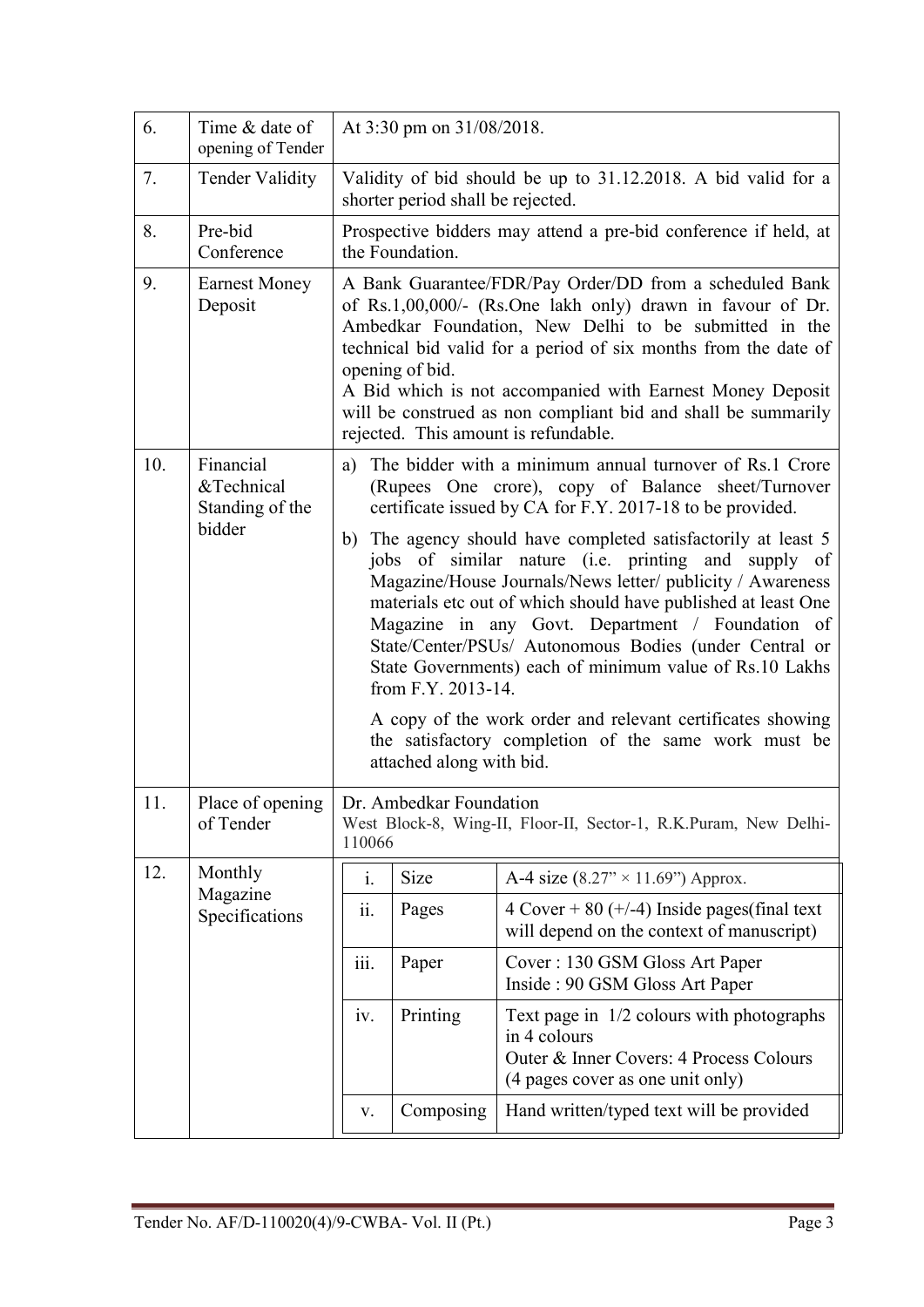| | | |
|---|---|---|
| 6. | Time & date of opening of Tender | At 3:30 pm on 31/08/2018. |
| 7. | Tender Validity | Validity of bid should be up to 31.12.2018. A bid valid for a shorter period shall be rejected. |
| 8. | Pre-bid Conference | Prospective bidders may attend a pre-bid conference if held, at the Foundation. |
| 9. | Earnest Money Deposit | A Bank Guarantee/FDR/Pay Order/DD from a scheduled Bank of Rs.1,00,000/- (Rs.One lakh only) drawn in favour of Dr. Ambedkar Foundation, New Delhi to be submitted in the technical bid valid for a period of six months from the date of opening of bid.<br>A Bid which is not accompanied with Earnest Money Deposit will be construed as non compliant bid and shall be summarily rejected. This amount is refundable. |
| 10. | Financial &Technical Standing of the bidder | a) The bidder with a minimum annual turnover of Rs.1 Crore (Rupees One crore), copy of Balance sheet/Turnover certificate issued by CA for F.Y. 2017-18 to be provided.<br>b) The agency should have completed satisfactorily at least 5 jobs of similar nature (i.e. printing and supply of Magazine/House Journals/News letter/ publicity / Awareness materials etc out of which should have published at least One Magazine in any Govt. Department / Foundation of State/Center/PSUs/ Autonomous Bodies (under Central or State Governments) each of minimum value of Rs.10 Lakhs from F.Y. 2013-14.<br>A copy of the work order and relevant certificates showing the satisfactory completion of the same work must be attached along with bid. |
| 11. | Place of opening of Tender | Dr. Ambedkar Foundation<br>West Block-8, Wing-II, Floor-II, Sector-1, R.K.Puram, New Delhi-110066 |
| 12. | Monthly Magazine Specifications | i. Size: A-4 size (8.27" × 11.69") Approx.<br>ii. Pages: 4 Cover + 80 (+/-4) Inside pages(final text will depend on the context of manuscript)<br>iii. Paper: Cover : 130 GSM Gloss Art Paper; Inside : 90 GSM Gloss Art Paper<br>iv. Printing: Text page in 1/2 colours with photographs in 4 colours; Outer & Inner Covers: 4 Process Colours (4 pages cover as one unit only)<br>v. Composing: Hand written/typed text will be provided |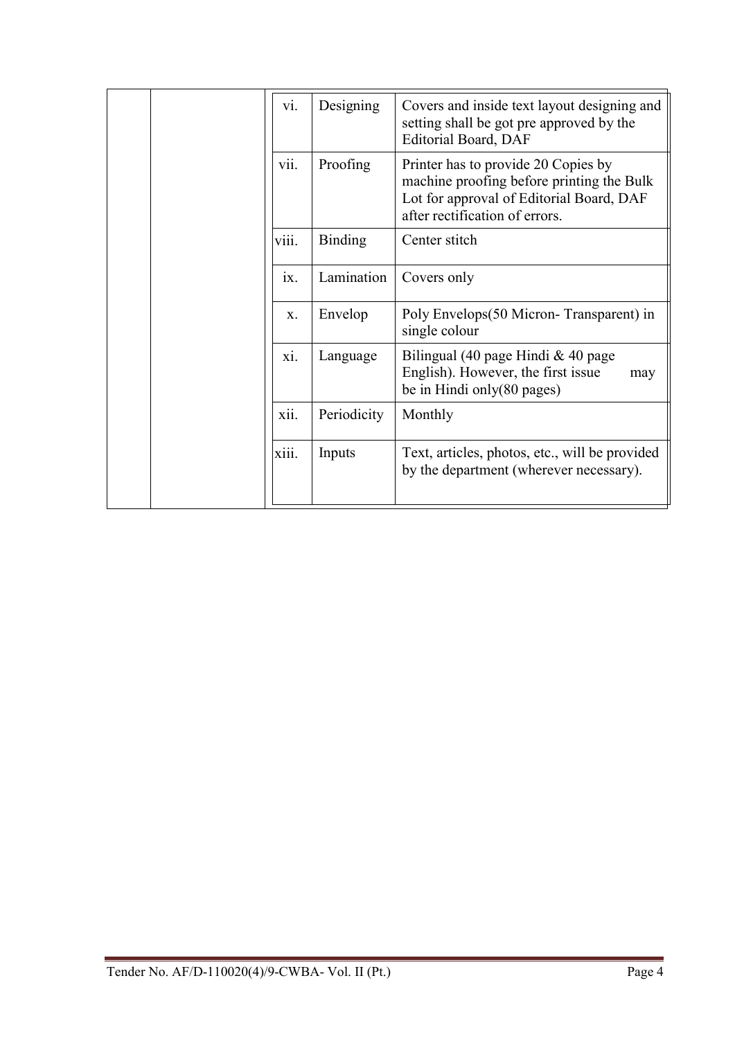| | | | | |
|---|---|---|---|---|
| | | vi. | Designing | Covers and inside text layout designing and setting shall be got pre approved by the Editorial Board, DAF |
| | | vii. | Proofing | Printer has to provide 20 Copies by machine proofing before printing the Bulk Lot for approval of Editorial Board, DAF after rectification of errors. |
| | | viii. | Binding | Center stitch |
| | | ix. | Lamination | Covers only |
| | | x. | Envelop | Poly Envelops(50 Micron- Transparent) in single colour |
| | | xi. | Language | Bilingual (40 page Hindi & 40 page English). However, the first issue may be in Hindi only(80 pages) |
| | | xii. | Periodicity | Monthly |
| | | xiii. | Inputs | Text, articles, photos, etc., will be provided by the department (wherever necessary). |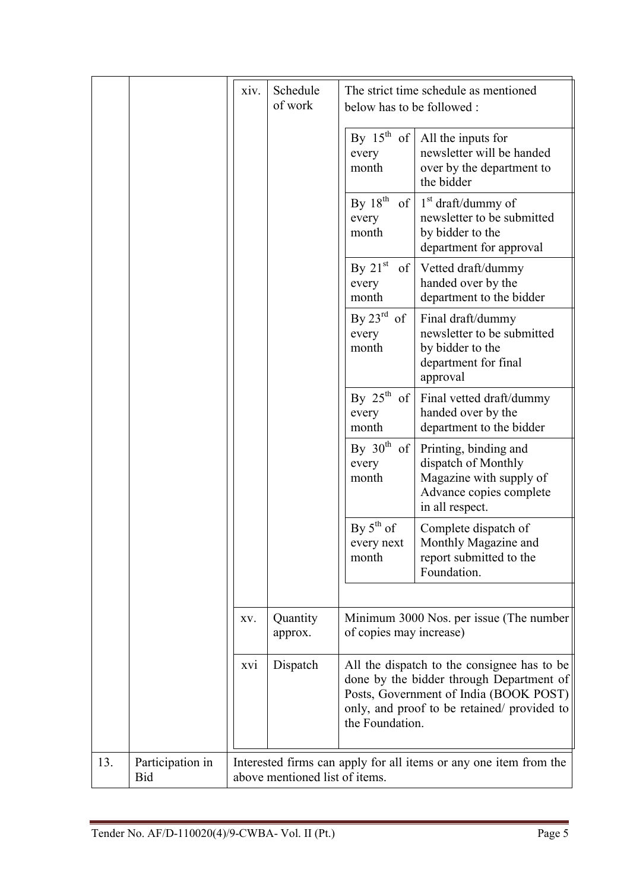| | | | | |
|---|---|---|---|---|
| | | xiv. | Schedule of work | The strict time schedule as mentioned below has to be followed : |
| | | | | By 15th of every month — All the inputs for newsletter will be handed over by the department to the bidder |
| | | | | By 18th of every month — 1st draft/dummy of newsletter to be submitted by bidder to the department for approval |
| | | | | By 21st of every month — Vetted draft/dummy handed over by the department to the bidder |
| | | | | By 23rd of every month — Final draft/dummy newsletter to be submitted by bidder to the department for final approval |
| | | | | By 25th of every month — Final vetted draft/dummy handed over by the department to the bidder |
| | | | | By 30th of every month — Printing, binding and dispatch of Monthly Magazine with supply of Advance copies complete in all respect. |
| | | | | By 5th of every next month — Complete dispatch of Monthly Magazine and report submitted to the Foundation. |
| | | xv. | Quantity approx. | Minimum 3000 Nos. per issue (The number of copies may increase) |
| | | xvi | Dispatch | All the dispatch to the consignee has to be done by the bidder through Department of Posts, Government of India (BOOK POST) only, and proof to be retained/ provided to the Foundation. |
| 13. | Participation in Bid | Interested firms can apply for all items or any one item from the above mentioned list of items. | | |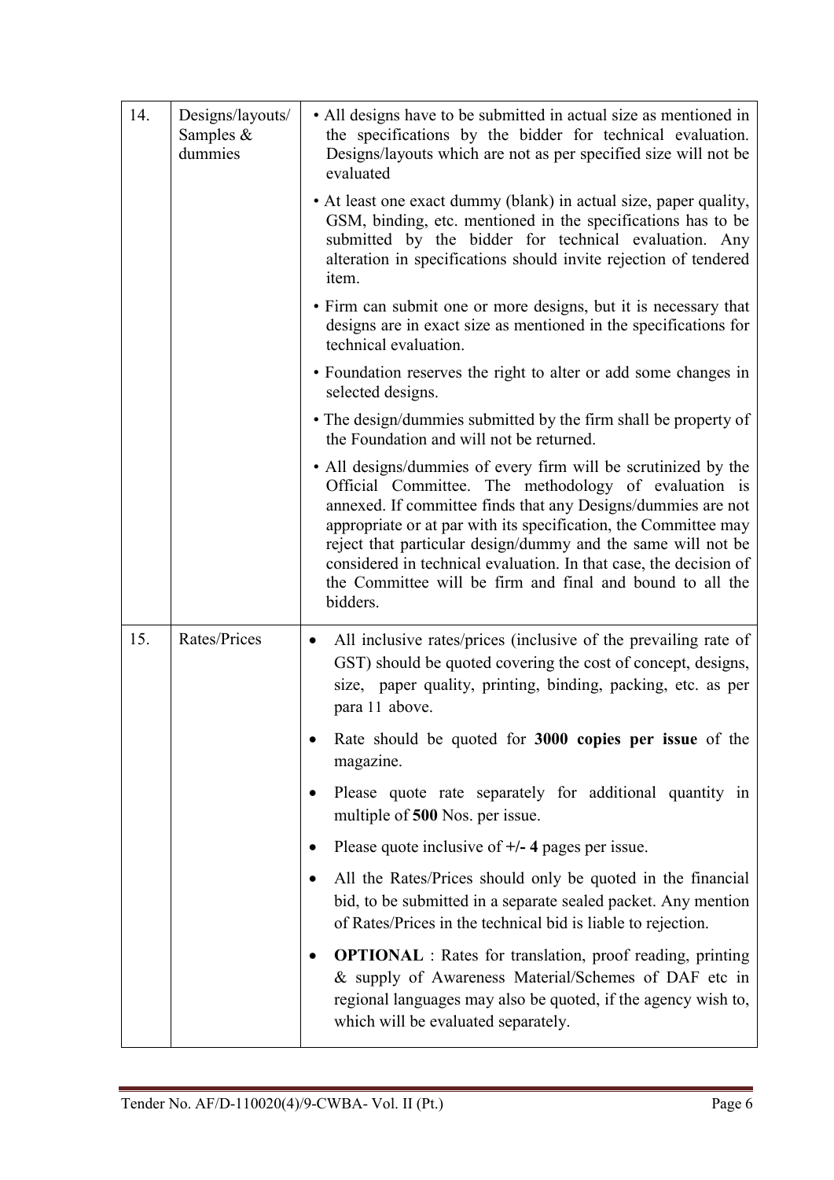| 14. | Designs/layouts/ Samples & dummies | • All designs have to be submitted in actual size as mentioned in the specifications by the bidder for technical evaluation. Designs/layouts which are not as per specified size will not be evaluated<br>• At least one exact dummy (blank) in actual size, paper quality, GSM, binding, etc. mentioned in the specifications has to be submitted by the bidder for technical evaluation. Any alteration in specifications should invite rejection of tendered item.<br>• Firm can submit one or more designs, but it is necessary that designs are in exact size as mentioned in the specifications for technical evaluation.<br>• Foundation reserves the right to alter or add some changes in selected designs.<br>• The design/dummies submitted by the firm shall be property of the Foundation and will not be returned.<br>• All designs/dummies of every firm will be scrutinized by the Official Committee. The methodology of evaluation is annexed. If committee finds that any Designs/dummies are not appropriate or at par with its specification, the Committee may reject that particular design/dummy and the same will not be considered in technical evaluation. In that case, the decision of the Committee will be firm and final and bound to all the bidders. |
|---|---|---|
| 15. | Rates/Prices | • All inclusive rates/prices (inclusive of the prevailing rate of GST) should be quoted covering the cost of concept, designs, size, paper quality, printing, binding, packing, etc. as per para 11 above.<br>• Rate should be quoted for **3000 copies per issue** of the magazine.<br>• Please quote rate separately for additional quantity in multiple of **500** Nos. per issue.<br>• Please quote inclusive of **+/- 4** pages per issue.<br>• All the Rates/Prices should only be quoted in the financial bid, to be submitted in a separate sealed packet. Any mention of Rates/Prices in the technical bid is liable to rejection.<br>• **OPTIONAL** : Rates for translation, proof reading, printing & supply of Awareness Material/Schemes of DAF etc in regional languages may also be quoted, if the agency wish to, which will be evaluated separately. |

Tender No. AF/D-110020(4)/9-CWBA- Vol. II (Pt.)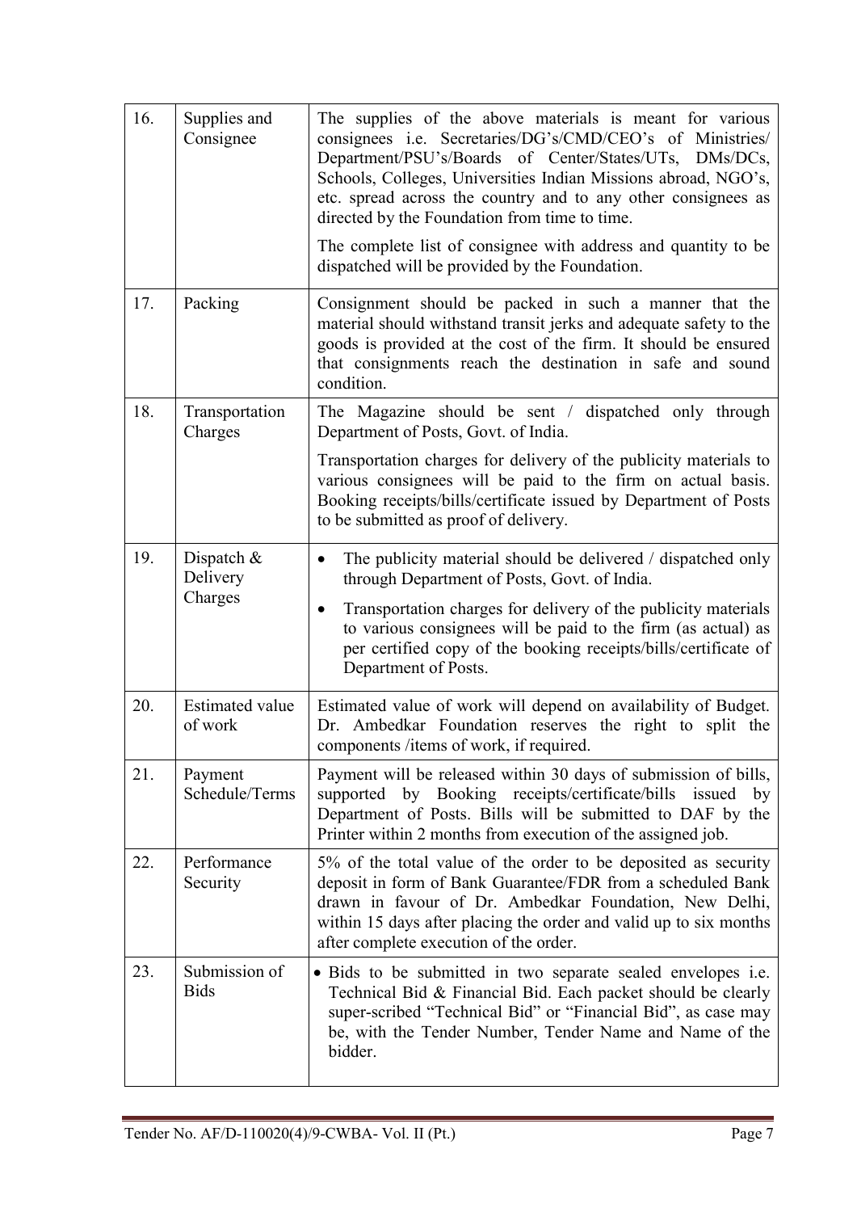| | | |
|---|---|---|
| 16. | Supplies and Consignee | The supplies of the above materials is meant for various consignees i.e. Secretaries/DG's/CMD/CEO's of Ministries/ Department/PSU's/Boards of Center/States/UTs, DMs/DCs, Schools, Colleges, Universities Indian Missions abroad, NGO's, etc. spread across the country and to any other consignees as directed by the Foundation from time to time.<br><br>The complete list of consignee with address and quantity to be dispatched will be provided by the Foundation. |
| 17. | Packing | Consignment should be packed in such a manner that the material should withstand transit jerks and adequate safety to the goods is provided at the cost of the firm. It should be ensured that consignments reach the destination in safe and sound condition. |
| 18. | Transportation Charges | The Magazine should be sent / dispatched only through Department of Posts, Govt. of India.<br><br>Transportation charges for delivery of the publicity materials to various consignees will be paid to the firm on actual basis. Booking receipts/bills/certificate issued by Department of Posts to be submitted as proof of delivery. |
| 19. | Dispatch & Delivery Charges | • The publicity material should be delivered / dispatched only through Department of Posts, Govt. of India.<br>• Transportation charges for delivery of the publicity materials to various consignees will be paid to the firm (as actual) as per certified copy of the booking receipts/bills/certificate of Department of Posts. |
| 20. | Estimated value of work | Estimated value of work will depend on availability of Budget. Dr. Ambedkar Foundation reserves the right to split the components /items of work, if required. |
| 21. | Payment Schedule/Terms | Payment will be released within 30 days of submission of bills, supported by Booking receipts/certificate/bills issued by Department of Posts. Bills will be submitted to DAF by the Printer within 2 months from execution of the assigned job. |
| 22. | Performance Security | 5% of the total value of the order to be deposited as security deposit in form of Bank Guarantee/FDR from a scheduled Bank drawn in favour of Dr. Ambedkar Foundation, New Delhi, within 15 days after placing the order and valid up to six months after complete execution of the order. |
| 23. | Submission of Bids | • Bids to be submitted in two separate sealed envelopes i.e. Technical Bid & Financial Bid. Each packet should be clearly super-scribed "Technical Bid" or "Financial Bid", as case may be, with the Tender Number, Tender Name and Name of the bidder. |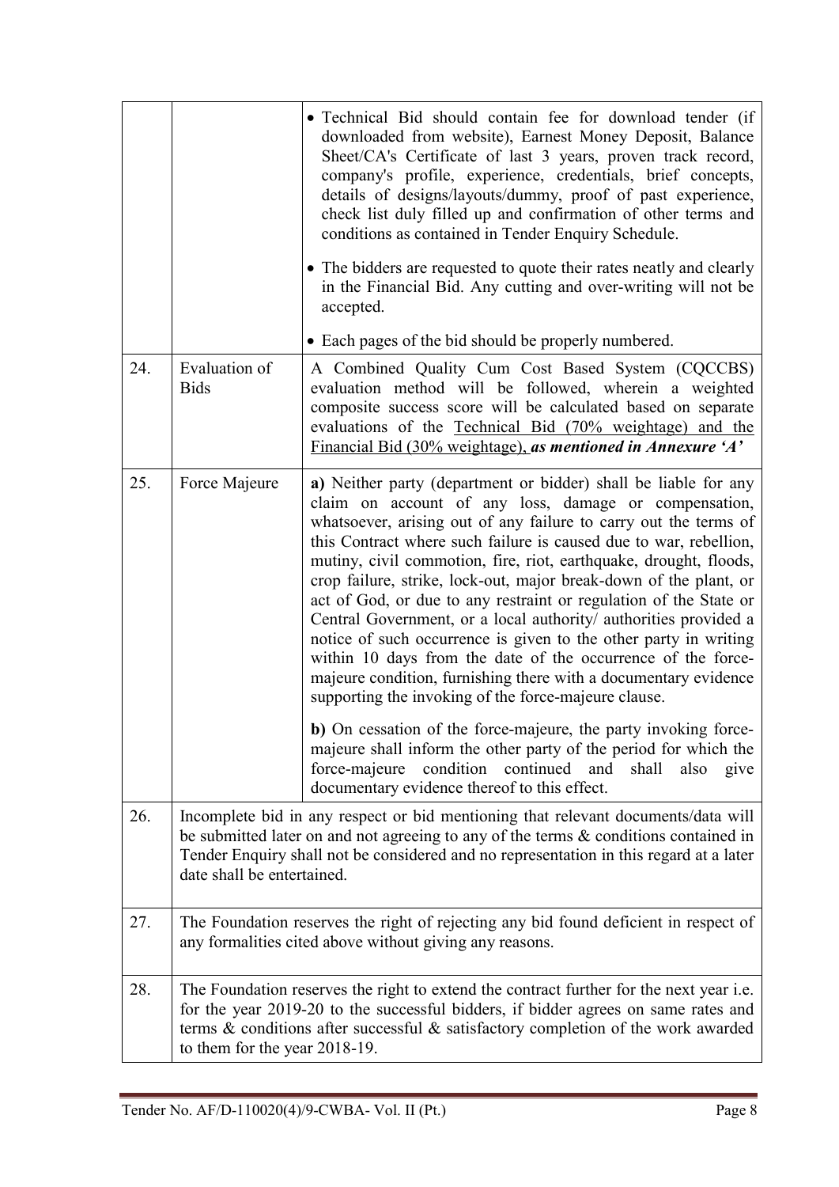| | | |
|---|---|---|
| | | • Technical Bid should contain fee for download tender (if downloaded from website), Earnest Money Deposit, Balance Sheet/CA's Certificate of last 3 years, proven track record, company's profile, experience, credentials, brief concepts, details of designs/layouts/dummy, proof of past experience, check list duly filled up and confirmation of other terms and conditions as contained in Tender Enquiry Schedule.<br><br>• The bidders are requested to quote their rates neatly and clearly in the Financial Bid. Any cutting and over-writing will not be accepted.<br><br>• Each pages of the bid should be properly numbered. |
| 24. | Evaluation of Bids | A Combined Quality Cum Cost Based System (CQCCBS) evaluation method will be followed, wherein a weighted composite success score will be calculated based on separate evaluations of the Technical Bid (70% weightage) and the Financial Bid (30% weightage), ***as mentioned in Annexure 'A'*** |
| 25. | Force Majeure | **a)** Neither party (department or bidder) shall be liable for any claim on account of any loss, damage or compensation, whatsoever, arising out of any failure to carry out the terms of this Contract where such failure is caused due to war, rebellion, mutiny, civil commotion, fire, riot, earthquake, drought, floods, crop failure, strike, lock-out, major break-down of the plant, or act of God, or due to any restraint or regulation of the State or Central Government, or a local authority/ authorities provided a notice of such occurrence is given to the other party in writing within 10 days from the date of the occurrence of the force-majeure condition, furnishing there with a documentary evidence supporting the invoking of the force-majeure clause.<br><br>**b)** On cessation of the force-majeure, the party invoking force-majeure shall inform the other party of the period for which the force-majeure condition continued and shall also give documentary evidence thereof to this effect. |
| 26. | Incomplete bid in any respect or bid mentioning that relevant documents/data will be submitted later on and not agreeing to any of the terms & conditions contained in Tender Enquiry shall not be considered and no representation in this regard at a later date shall be entertained. | |
| 27. | The Foundation reserves the right of rejecting any bid found deficient in respect of any formalities cited above without giving any reasons. | |
| 28. | The Foundation reserves the right to extend the contract further for the next year i.e. for the year 2019-20 to the successful bidders, if bidder agrees on same rates and terms & conditions after successful & satisfactory completion of the work awarded to them for the year 2018-19. | |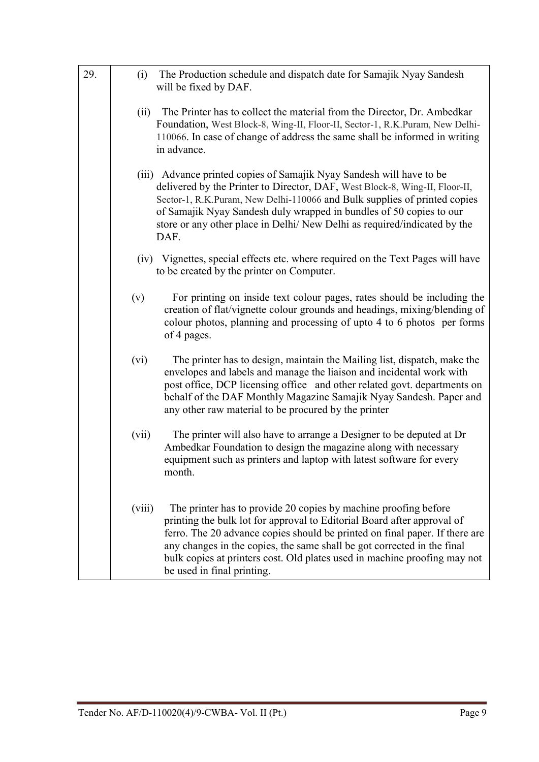| | |
|---|---|
| 29. | (i) The Production schedule and dispatch date for Samajik Nyay Sandesh will be fixed by DAF.<br><br>(ii) The Printer has to collect the material from the Director, Dr. Ambedkar Foundation, West Block-8, Wing-II, Floor-II, Sector-1, R.K.Puram, New Delhi-110066. In case of change of address the same shall be informed in writing in advance.<br><br>(iii) Advance printed copies of Samajik Nyay Sandesh will have to be delivered by the Printer to Director, DAF, West Block-8, Wing-II, Floor-II, Sector-1, R.K.Puram, New Delhi-110066 and Bulk supplies of printed copies of Samajik Nyay Sandesh duly wrapped in bundles of 50 copies to our store or any other place in Delhi/ New Delhi as required/indicated by the DAF.<br><br>(iv) Vignettes, special effects etc. where required on the Text Pages will have to be created by the printer on Computer.<br><br>(v) For printing on inside text colour pages, rates should be including the creation of flat/vignette colour grounds and headings, mixing/blending of colour photos, planning and processing of upto 4 to 6 photos per forms of 4 pages.<br><br>(vi) The printer has to design, maintain the Mailing list, dispatch, make the envelopes and labels and manage the liaison and incidental work with post office, DCP licensing office and other related govt. departments on behalf of the DAF Monthly Magazine Samajik Nyay Sandesh. Paper and any other raw material to be procured by the printer<br><br>(vii) The printer will also have to arrange a Designer to be deputed at Dr Ambedkar Foundation to design the magazine along with necessary equipment such as printers and laptop with latest software for every month.<br><br>(viii) The printer has to provide 20 copies by machine proofing before printing the bulk lot for approval to Editorial Board after approval of ferro. The 20 advance copies should be printed on final paper. If there are any changes in the copies, the same shall be got corrected in the final bulk copies at printers cost. Old plates used in machine proofing may not be used in final printing. |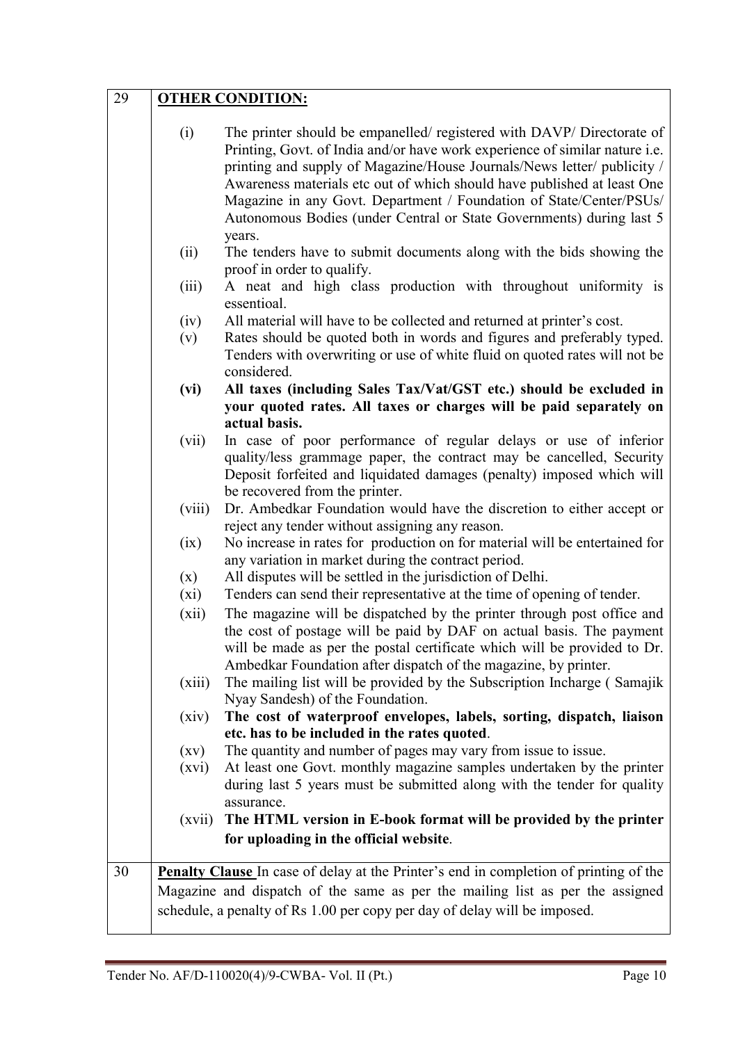| | |
|---|---|
| 29 | **OTHER CONDITION:**<br><br>(i) The printer should be empanelled/ registered with DAVP/ Directorate of Printing, Govt. of India and/or have work experience of similar nature i.e. printing and supply of Magazine/House Journals/News letter/ publicity / Awareness materials etc out of which should have published at least One Magazine in any Govt. Department / Foundation of State/Center/PSUs/ Autonomous Bodies (under Central or State Governments) during last 5 years.<br>(ii) The tenders have to submit documents along with the bids showing the proof in order to qualify.<br>(iii) A neat and high class production with throughout uniformity is essentioal.<br>(iv) All material will have to be collected and returned at printer's cost.<br>(v) Rates should be quoted both in words and figures and preferably typed. Tenders with overwriting or use of white fluid on quoted rates will not be considered.<br>**(vi) All taxes (including Sales Tax/Vat/GST etc.) should be excluded in your quoted rates. All taxes or charges will be paid separately on actual basis.**<br>(vii) In case of poor performance of regular delays or use of inferior quality/less grammage paper, the contract may be cancelled, Security Deposit forfeited and liquidated damages (penalty) imposed which will be recovered from the printer.<br>(viii) Dr. Ambedkar Foundation would have the discretion to either accept or reject any tender without assigning any reason.<br>(ix) No increase in rates for production on for material will be entertained for any variation in market during the contract period.<br>(x) All disputes will be settled in the jurisdiction of Delhi.<br>(xi) Tenders can send their representative at the time of opening of tender.<br>(xii) The magazine will be dispatched by the printer through post office and the cost of postage will be paid by DAF on actual basis. The payment will be made as per the postal certificate which will be provided to Dr. Ambedkar Foundation after dispatch of the magazine, by printer.<br>(xiii) The mailing list will be provided by the Subscription Incharge ( Samajik Nyay Sandesh) of the Foundation.<br>(xiv) **The cost of waterproof envelopes, labels, sorting, dispatch, liaison etc. has to be included in the rates quoted**.<br>(xv) The quantity and number of pages may vary from issue to issue.<br>(xvi) At least one Govt. monthly magazine samples undertaken by the printer during last 5 years must be submitted along with the tender for quality assurance.<br>(xvii) **The HTML version in E-book format will be provided by the printer for uploading in the official website**. |
| 30 | **<u>Penalty Clause</u>** In case of delay at the Printer's end in completion of printing of the Magazine and dispatch of the same as per the mailing list as per the assigned schedule, a penalty of Rs 1.00 per copy per day of delay will be imposed. |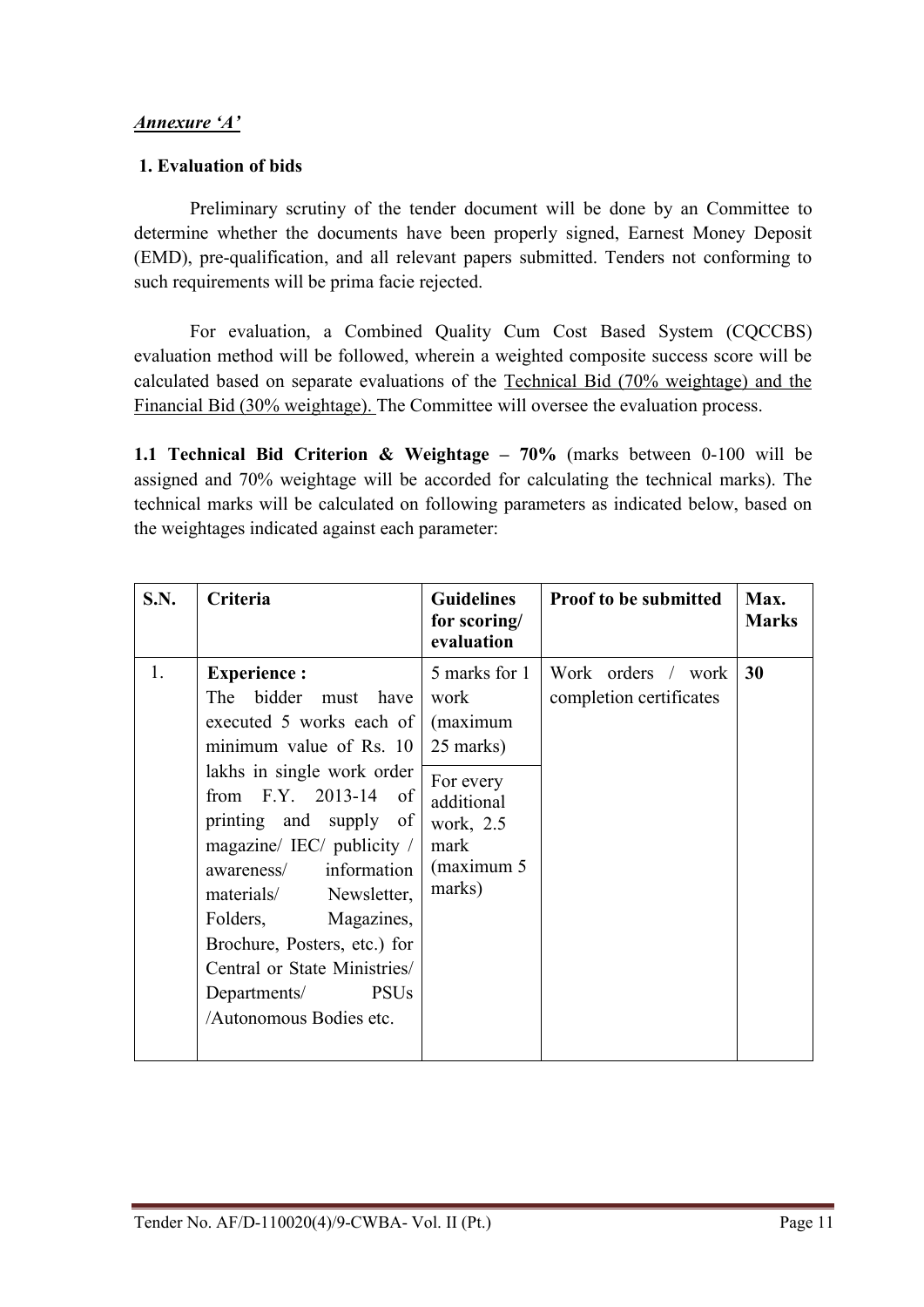***Annexure 'A'***

**1. Evaluation of bids**

Preliminary scrutiny of the tender document will be done by an Committee to determine whether the documents have been properly signed, Earnest Money Deposit (EMD), pre-qualification, and all relevant papers submitted. Tenders not conforming to such requirements will be prima facie rejected.

For evaluation, a Combined Quality Cum Cost Based System (CQCCBS) evaluation method will be followed, wherein a weighted composite success score will be calculated based on separate evaluations of the Technical Bid (70% weightage) and the Financial Bid (30% weightage). The Committee will oversee the evaluation process.

**1.1 Technical Bid Criterion & Weightage – 70%** (marks between 0-100 will be assigned and 70% weightage will be accorded for calculating the technical marks). The technical marks will be calculated on following parameters as indicated below, based on the weightages indicated against each parameter:

| S.N. | Criteria | Guidelines for scoring/ evaluation | Proof to be submitted | Max. Marks |
|---|---|---|---|---|
| 1. | **Experience :** The bidder must have executed 5 works each of minimum value of Rs. 10 lakhs in single work order from F.Y. 2013-14 of printing and supply of magazine/ IEC/ publicity / awareness/ information materials/ Newsletter, Folders, Magazines, Brochure, Posters, etc.) for Central or State Ministries/ Departments/ PSUs /Autonomous Bodies etc. | 5 marks for 1 work (maximum 25 marks) | Work orders / work completion certificates | 30 |
| | | For every additional work, 2.5 mark (maximum 5 marks) | | |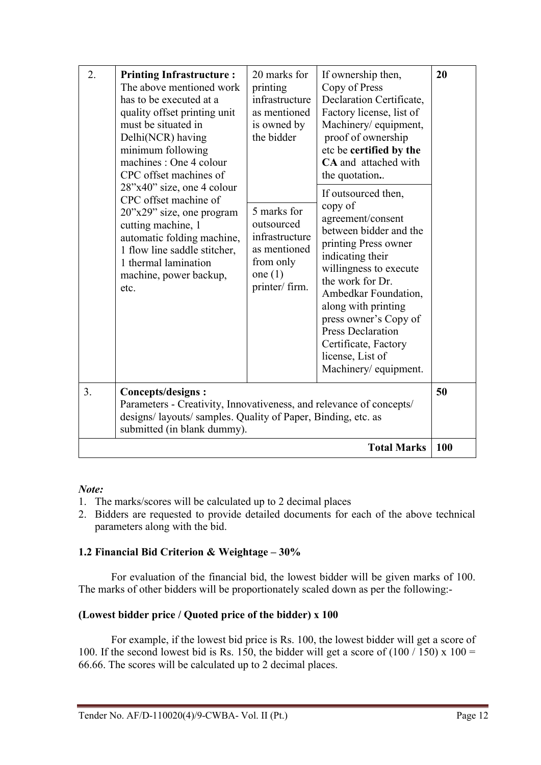| 2. | **Printing Infrastructure :** The above mentioned work has to be executed at a quality offset printing unit must be situated in Delhi(NCR) having minimum following machines : One 4 colour CPC offset machines of 28"x40" size, one 4 colour CPC offset machine of 20"x29" size, one program cutting machine, 1 automatic folding machine, 1 flow line saddle stitcher, 1 thermal lamination machine, power backup, etc. | 20 marks for printing infrastructure as mentioned is owned by the bidder | If ownership then, Copy of Press Declaration Certificate, Factory license, list of Machinery/ equipment, proof of ownership etc be **certified by the CA** and attached with the quotation.. | 20 |
|---|---|---|---|---|
| | | 5 marks for outsourced infrastructure as mentioned from only one (1) printer/ firm. | If outsourced then, copy of agreement/consent between bidder and the printing Press owner indicating their willingness to execute the work for Dr. Ambedkar Foundation, along with printing press owner's Copy of Press Declaration Certificate, Factory license, List of Machinery/ equipment. | |
| 3. | **Concepts/designs :** Parameters - Creativity, Innovativeness, and relevance of concepts/ designs/ layouts/ samples. Quality of Paper, Binding, etc. as submitted (in blank dummy). | | | 50 |
| | | | **Total Marks** | **100** |

***Note:***

1. The marks/scores will be calculated up to 2 decimal places
2. Bidders are requested to provide detailed documents for each of the above technical parameters along with the bid.

**1.2 Financial Bid Criterion & Weightage – 30%**

For evaluation of the financial bid, the lowest bidder will be given marks of 100. The marks of other bidders will be proportionately scaled down as per the following:-

**(Lowest bidder price / Quoted price of the bidder) x 100**

For example, if the lowest bid price is Rs. 100, the lowest bidder will get a score of 100. If the second lowest bid is Rs. 150, the bidder will get a score of (100 / 150) x 100 = 66.66. The scores will be calculated up to 2 decimal places.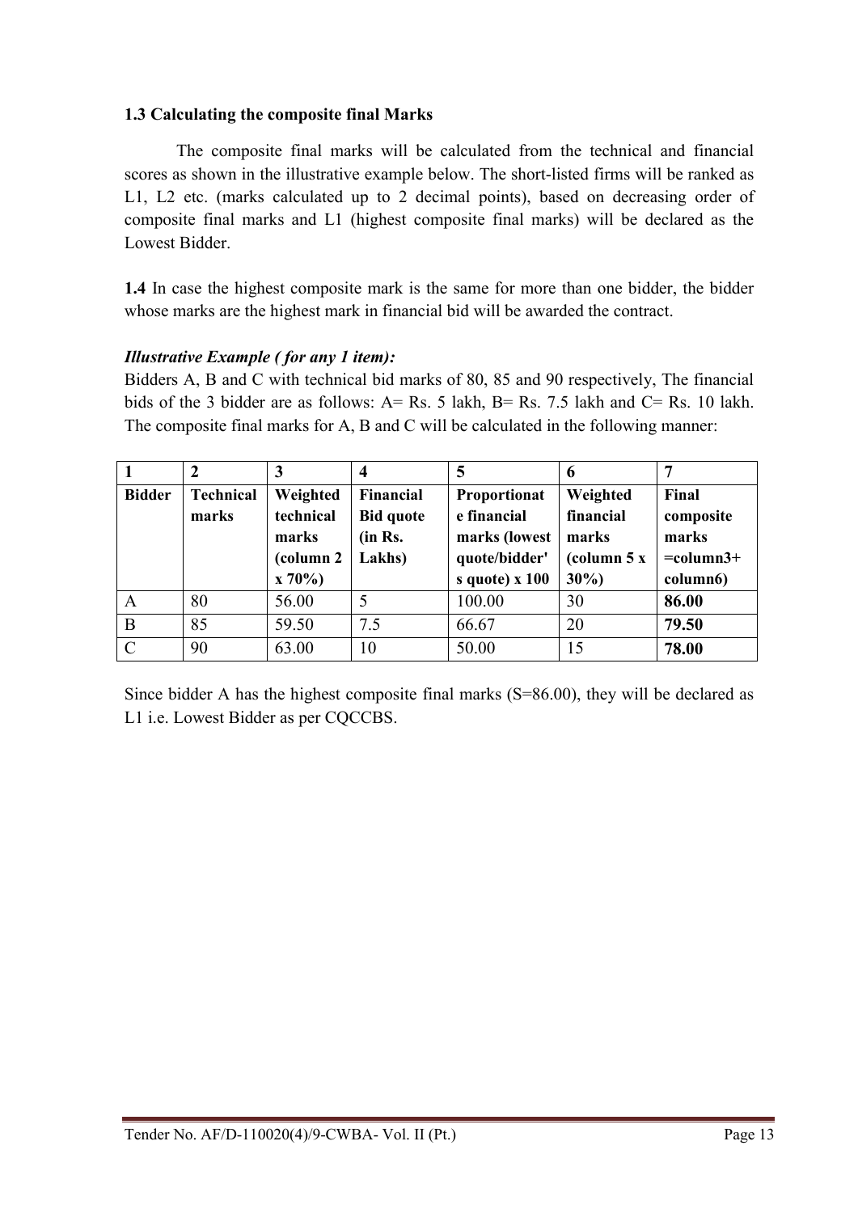### 1.3 Calculating the composite final Marks

The composite final marks will be calculated from the technical and financial scores as shown in the illustrative example below. The short-listed firms will be ranked as L1, L2 etc. (marks calculated up to 2 decimal points), based on decreasing order of composite final marks and L1 (highest composite final marks) will be declared as the Lowest Bidder.

**1.4** In case the highest composite mark is the same for more than one bidder, the bidder whose marks are the highest mark in financial bid will be awarded the contract.

***Illustrative Example ( for any 1 item):***

Bidders A, B and C with technical bid marks of 80, 85 and 90 respectively, The financial bids of the 3 bidder are as follows: A= Rs. 5 lakh, B= Rs. 7.5 lakh and C= Rs. 10 lakh. The composite final marks for A, B and C will be calculated in the following manner:

| **1** | **2** | **3** | **4** | **5** | **6** | **7** |
|---|---|---|---|---|---|---|
| **Bidder** | **Technical marks** | **Weighted technical marks (column 2 x 70%)** | **Financial Bid quote (in Rs. Lakhs)** | **Proportionate financial marks (lowest quote/bidder's quote) x 100** | **Weighted financial marks (column 5 x 30%)** | **Final composite marks =column3+ column6)** |
| A | 80 | 56.00 | 5 | 100.00 | 30 | **86.00** |
| B | 85 | 59.50 | 7.5 | 66.67 | 20 | **79.50** |
| C | 90 | 63.00 | 10 | 50.00 | 15 | **78.00** |

Since bidder A has the highest composite final marks (S=86.00), they will be declared as L1 i.e. Lowest Bidder as per CQCCBS.